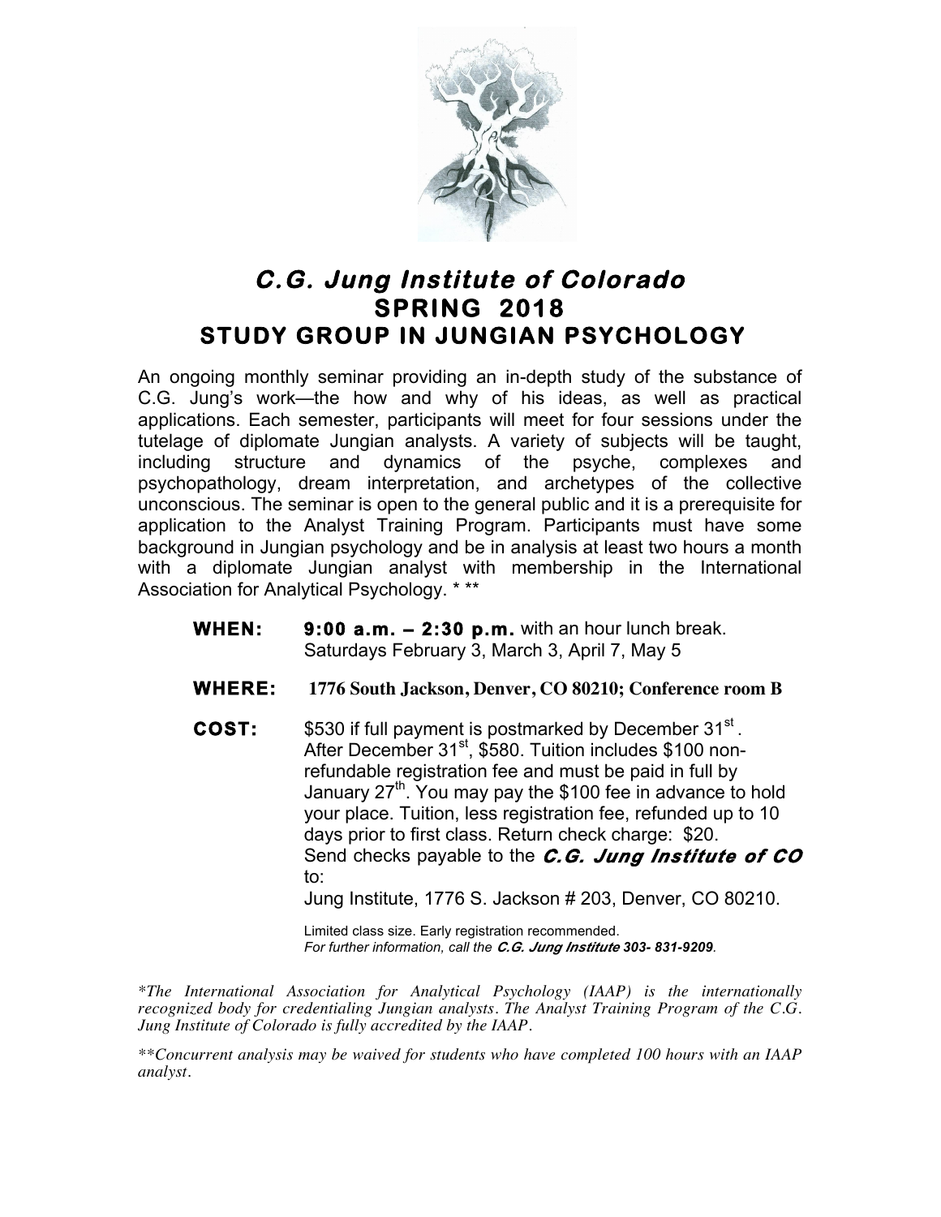# *C.G. Jung Institute of Colorado*
## SPRING 2018
## STUDY GROUP IN JUNGIAN PSYCHOLOGY

An ongoing monthly seminar providing an in-depth study of the substance of C.G. Jung's work—the how and why of his ideas, as well as practical applications. Each semester, participants will meet for four sessions under the tutelage of diplomate Jungian analysts. A variety of subjects will be taught, including structure and dynamics of the psyche, complexes and psychopathology, dream interpretation, and archetypes of the collective unconscious. The seminar is open to the general public and it is a prerequisite for application to the Analyst Training Program. Participants must have some background in Jungian psychology and be in analysis at least two hours a month with a diplomate Jungian analyst with membership in the International Association for Analytical Psychology. * **

**WHEN:** **9:00 a.m. – 2:30 p.m.** with an hour lunch break.
Saturdays February 3, March 3, April 7, May 5

**WHERE:** **1776 South Jackson, Denver, CO 80210; Conference room B**

**COST:** $530 if full payment is postmarked by December 31st.
After December 31st, $580. Tuition includes $100 non-refundable registration fee and must be paid in full by January 27th. You may pay the $100 fee in advance to hold your place. Tuition, less registration fee, refunded up to 10 days prior to first class. Return check charge: $20.
Send checks payable to the ***C.G. Jung Institute of CO*** to:
Jung Institute, 1776 S. Jackson # 203, Denver, CO 80210.

Limited class size. Early registration recommended.
*For further information, call the **C.G. Jung Institute 303- 831-9209**.*

*\*The International Association for Analytical Psychology (IAAP) is the internationally recognized body for credentialing Jungian analysts. The Analyst Training Program of the C.G. Jung Institute of Colorado is fully accredited by the IAAP.*

*\*\*Concurrent analysis may be waived for students who have completed 100 hours with an IAAP analyst.*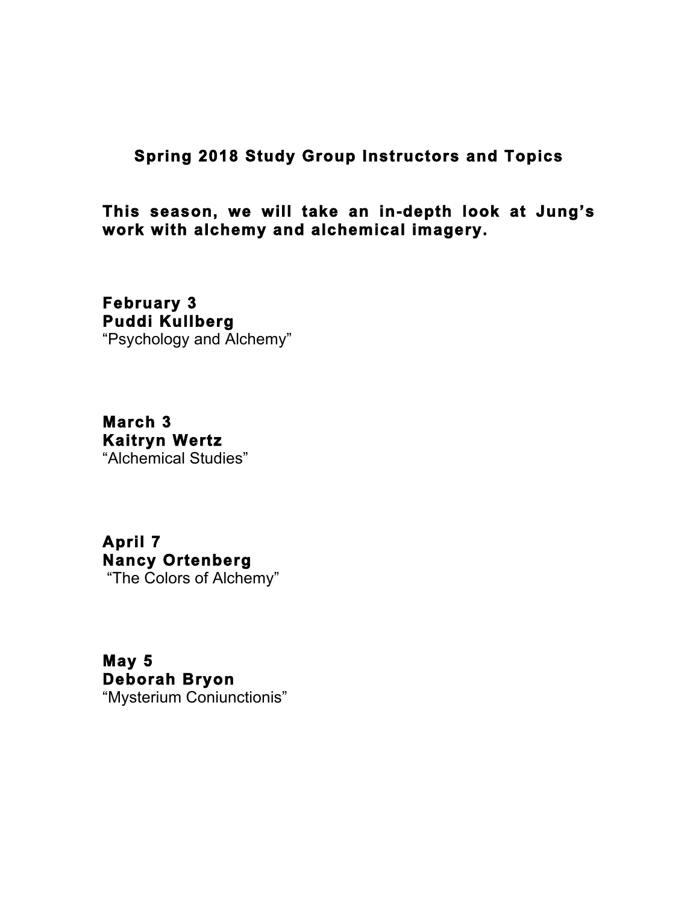## Spring 2018 Study Group Instructors and Topics

**This season, we will take an in-depth look at Jung's work with alchemy and alchemical imagery.**

**February 3**
**Puddi Kullberg**
"Psychology and Alchemy"

**March 3**
**Kaitryn Wertz**
"Alchemical Studies"

**April 7**
**Nancy Ortenberg**
"The Colors of Alchemy"

**May 5**
**Deborah Bryon**
"Mysterium Coniunctionis"